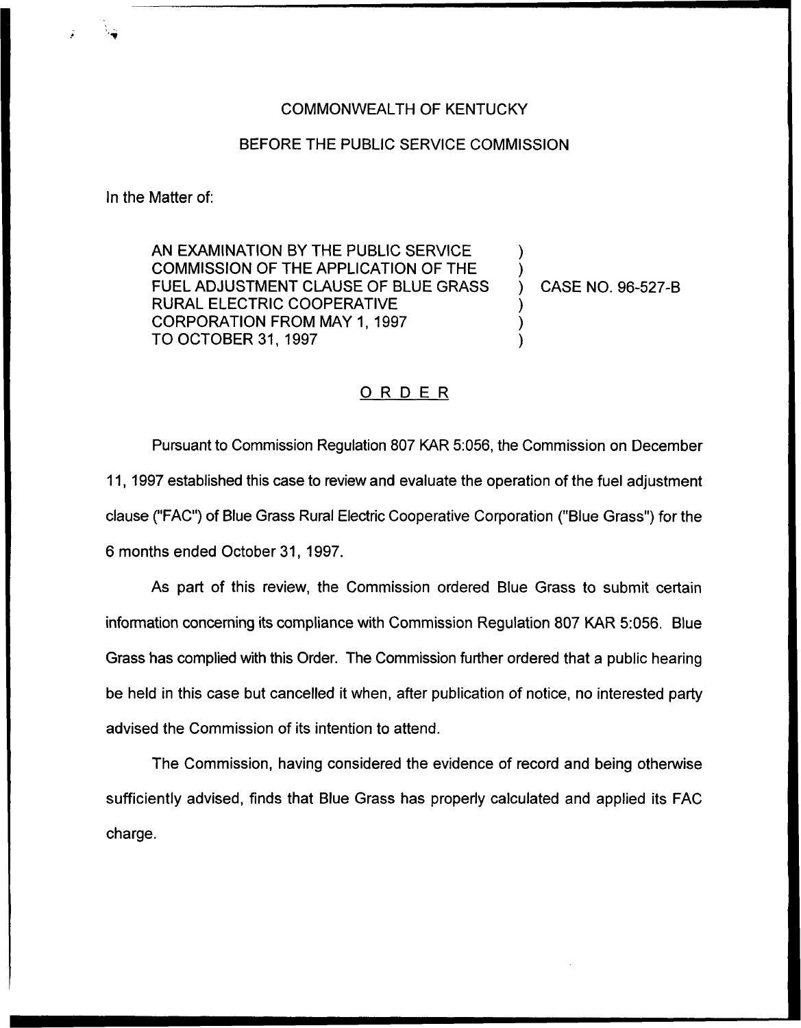COMMONWEALTH OF KENTUCKY

BEFORE THE PUBLIC SERVICE COMMISSION

In the Matter of:

AN EXAMINATION BY THE PUBLIC SERVICE COMMISSION OF THE APPLICATION OF THE FUEL ADJUSTMENT CLAUSE OF BLUE GRASS RURAL ELECTRIC COOPERATIVE CORPORATION FROM MAY 1, 1997 TO OCTOBER 31, 1997 ) CASE NO. 96-527-B

# ORDER

Pursuant to Commission Regulation 807 KAR 5:056, the Commission on December 11, 1997 established this case to review and evaluate the operation of the fuel adjustment clause ("FAC") of Blue Grass Rural Electric Cooperative Corporation ("Blue Grass") for the 6 months ended October 31, 1997.

As part of this review, the Commission ordered Blue Grass to submit certain information concerning its compliance with Commission Regulation 807 KAR 5:056. Blue Grass has complied with this Order. The Commission further ordered that a public hearing be held in this case but cancelled it when, after publication of notice, no interested party advised the Commission of its intention to attend.

The Commission, having considered the evidence of record and being otherwise sufficiently advised, finds that Blue Grass has properly calculated and applied its FAC charge.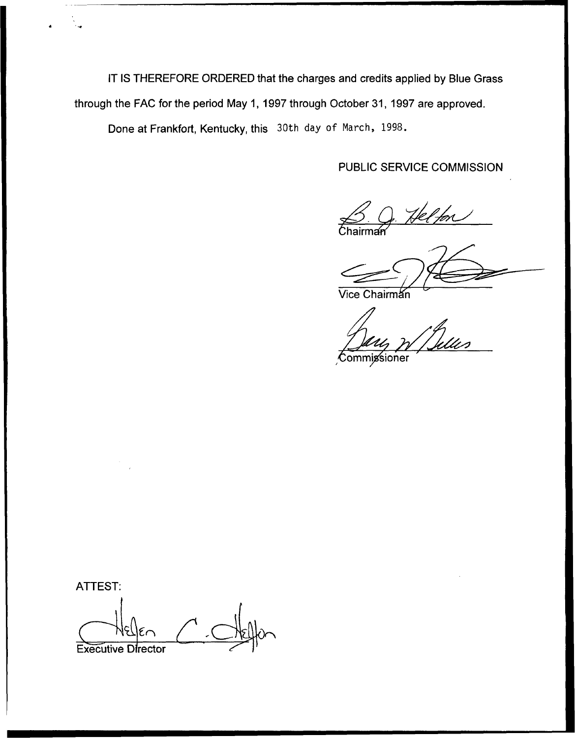IT IS THEREFORE ORDERED that the charges and credits applied by Blue Grass through the FAC for the period May 1, 1997 through October 31, 1997 are approved.

Done at Frankfort, Kentucky, this 30th day of March, 1998.

PUBLIC SERVICE COMMISSION

Chairman

Vice Chairman

Commissioner

ATTEST:

Executive Director